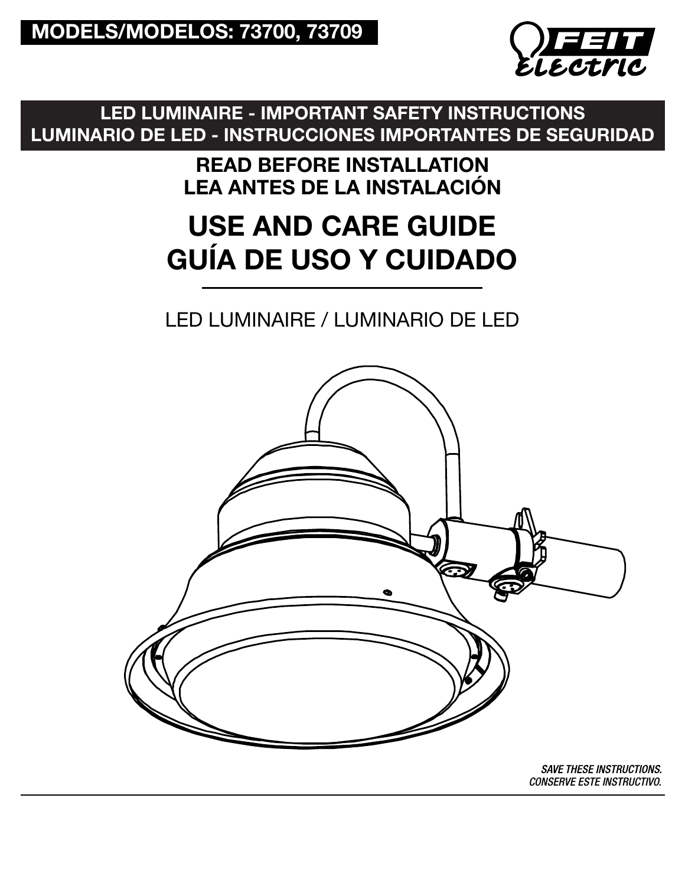**MODELS/MODELOS: 73700, 73709**

FEIT ELECTRIC

## LED LUMINAIRE - IMPORTANT SAFETY INSTRUCTIONS
## LUMINARIO DE LED - INSTRUCCIONES IMPORTANTES DE SEGURIDAD

**READ BEFORE INSTALLATION**
**LEA ANTES DE LA INSTALACIÓN**

# USE AND CARE GUIDE
# GUÍA DE USO Y CUIDADO

LED LUMINAIRE / LUMINARIO DE LED

***SAVE THESE INSTRUCTIONS.***
***CONSERVE ESTE INSTRUCTIVO.***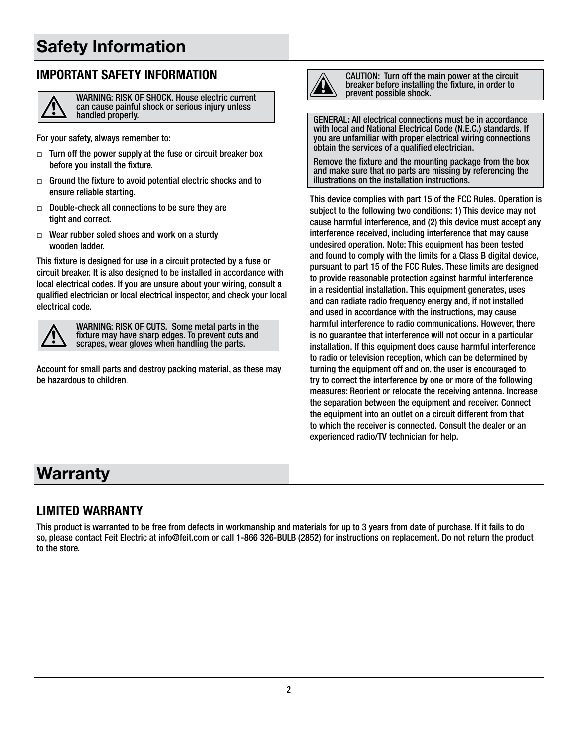# Safety Information

## IMPORTANT SAFETY INFORMATION

> ⚠ WARNING: RISK OF SHOCK. House electric current can cause painful shock or serious injury unless handled properly.

For your safety, always remember to:

- □ Turn off the power supply at the fuse or circuit breaker box before you install the fixture.
- □ Ground the fixture to avoid potential electric shocks and to ensure reliable starting.
- □ Double-check all connections to be sure they are tight and correct.
- □ Wear rubber soled shoes and work on a sturdy wooden ladder.

This fixture is designed for use in a circuit protected by a fuse or circuit breaker. It is also designed to be installed in accordance with local electrical codes. If you are unsure about your wiring, consult a qualified electrician or local electrical inspector, and check your local electrical code.

> ⚠ WARNING: RISK OF CUTS. Some metal parts in the fixture may have sharp edges. To prevent cuts and scrapes, wear gloves when handling the parts.

Account for small parts and destroy packing material, as these may be hazardous to children.

> ⚠ CAUTION: Turn off the main power at the circuit breaker before installing the fixture, in order to prevent possible shock.

> **GENERAL:** All electrical connections must be in accordance with local and National Electrical Code (N.E.C.) standards. If you are unfamiliar with proper electrical wiring connections obtain the services of a qualified electrician.
>
> Remove the fixture and the mounting package from the box and make sure that no parts are missing by referencing the illustrations on the installation instructions.

This device complies with part 15 of the FCC Rules. Operation is subject to the following two conditions: 1) This device may not cause harmful interference, and (2) this device must accept any interference received, including interference that may cause undesired operation. Note: This equipment has been tested and found to comply with the limits for a Class B digital device, pursuant to part 15 of the FCC Rules. These limits are designed to provide reasonable protection against harmful interference in a residential installation. This equipment generates, uses and can radiate radio frequency energy and, if not installed and used in accordance with the instructions, may cause harmful interference to radio communications. However, there is no guarantee that interference will not occur in a particular installation. If this equipment does cause harmful interference to radio or television reception, which can be determined by turning the equipment off and on, the user is encouraged to try to correct the interference by one or more of the following measures: Reorient or relocate the receiving antenna. Increase the separation between the equipment and receiver. Connect the equipment into an outlet on a circuit different from that to which the receiver is connected. Consult the dealer or an experienced radio/TV technician for help.

# Warranty

## LIMITED WARRANTY

This product is warranted to be free from defects in workmanship and materials for up to 3 years from date of purchase. If it fails to do so, please contact Feit Electric at info@feit.com or call 1-866 326-BULB (2852) for instructions on replacement. Do not return the product to the store.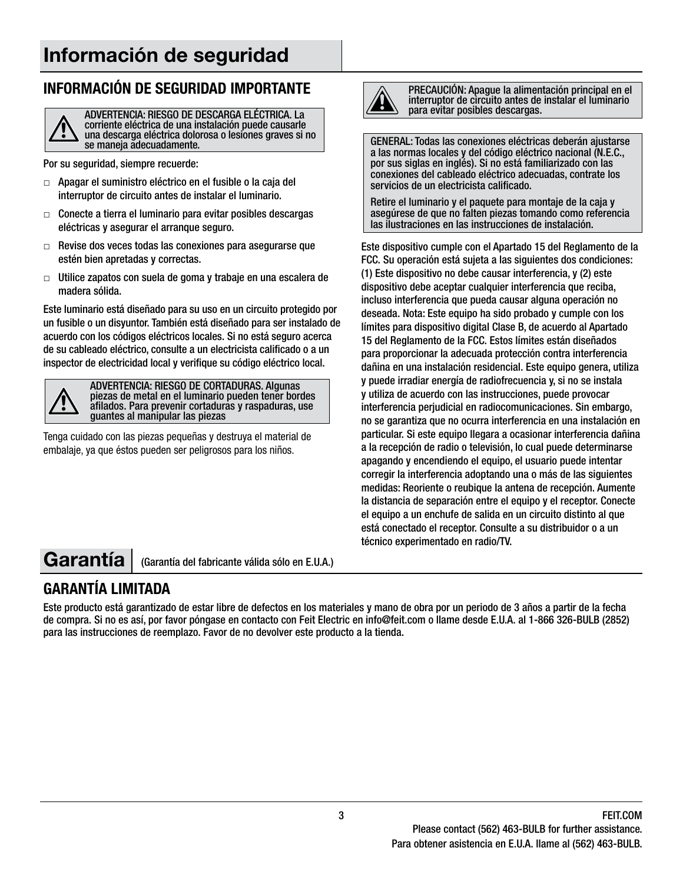# Información de seguridad

## INFORMACIÓN DE SEGURIDAD IMPORTANTE

**ADVERTENCIA: RIESGO DE DESCARGA ELÉCTRICA. La corriente eléctrica de una instalación puede causarle una descarga eléctrica dolorosa o lesiones graves si no se maneja adecuadamente.**

Por su seguridad, siempre recuerde:

- Apagar el suministro eléctrico en el fusible o la caja del interruptor de circuito antes de instalar el luminario.
- Conecte a tierra el luminario para evitar posibles descargas eléctricas y asegurar el arranque seguro.
- Revise dos veces todas las conexiones para asegurarse que estén bien apretadas y correctas.
- Utilice zapatos con suela de goma y trabaje en una escalera de madera sólida.

Este luminario está diseñado para su uso en un circuito protegido por un fusible o un disyuntor. También está diseñado para ser instalado de acuerdo con los códigos eléctricos locales. Si no está seguro acerca de su cableado eléctrico, consulte a un electricista calificado o a un inspector de electricidad local y verifique su código eléctrico local.

**ADVERTENCIA: RIESGO DE CORTADURAS. Algunas piezas de metal en el luminario pueden tener bordes afilados. Para prevenir cortaduras y raspaduras, use guantes al manipular las piezas**

Tenga cuidado con las piezas pequeñas y destruya el material de embalaje, ya que éstos pueden ser peligrosos para los niños.

**PRECAUCIÓN: Apague la alimentación principal en el interruptor de circuito antes de instalar el luminario para evitar posibles descargas.**

**GENERAL: Todas las conexiones eléctricas deberán ajustarse a las normas locales y del código eléctrico nacional (N.E.C., por sus siglas en inglés). Si no está familiarizado con las conexiones del cableado eléctrico adecuadas, contrate los servicios de un electricista calificado.**

**Retire el luminario y el paquete para montaje de la caja y asegúrese de que no falten piezas tomando como referencia las ilustraciones en las instrucciones de instalación.**

Este dispositivo cumple con el Apartado 15 del Reglamento de la FCC. Su operación está sujeta a las siguientes dos condiciones: (1) Este dispositivo no debe causar interferencia, y (2) este dispositivo debe aceptar cualquier interferencia que reciba, incluso interferencia que pueda causar alguna operación no deseada. Nota: Este equipo ha sido probado y cumple con los límites para dispositivo digital Clase B, de acuerdo al Apartado 15 del Reglamento de la FCC. Estos límites están diseñados para proporcionar la adecuada protección contra interferencia dañina en una instalación residencial. Este equipo genera, utiliza y puede irradiar energía de radiofrecuencia y, si no se instala y utiliza de acuerdo con las instrucciones, puede provocar interferencia perjudicial en radiocomunicaciones. Sin embargo, no se garantiza que no ocurra interferencia en una instalación en particular. Si este equipo llegara a ocasionar interferencia dañina a la recepción de radio o televisión, lo cual puede determinarse apagando y encendiendo el equipo, el usuario puede intentar corregir la interferencia adoptando una o más de las siguientes medidas: Reoriente o reubique la antena de recepción. Aumente la distancia de separación entre el equipo y el receptor. Conecte el equipo a un enchufe de salida en un circuito distinto al que está conectado el receptor. Consulte a su distribuidor o a un técnico experimentado en radio/TV.

# Garantía

(Garantía del fabricante válida sólo en E.U.A.)

## GARANTÍA LIMITADA

Este producto está garantizado de estar libre de defectos en los materiales y mano de obra por un periodo de 3 años a partir de la fecha de compra. Si no es así, por favor póngase en contacto con Feit Electric en info@feit.com o llame desde E.U.A. al 1-866 326-BULB (2852) para las instrucciones de reemplazo. Favor de no devolver este producto a la tienda.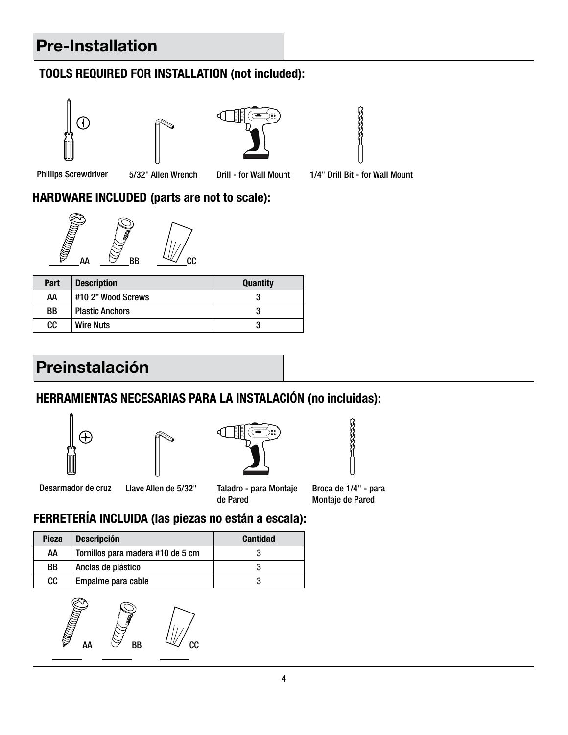# Pre-Installation

## TOOLS REQUIRED FOR INSTALLATION (not included):

Phillips Screwdriver

5/32" Allen Wrench

Drill - for Wall Mount

1/4" Drill Bit - for Wall Mount

## HARDWARE INCLUDED (parts are not to scale):

AA BB CC

| Part | Description | Quantity |
|---|---|---|
| AA | #10 2” Wood Screws | 3 |
| BB | Plastic Anchors | 3 |
| CC | Wire Nuts | 3 |

# Preinstalación

## HERRAMIENTAS NECESARIAS PARA LA INSTALACIÓN (no incluidas):

Desarmador de cruz

Llave Allen de 5/32"

Taladro - para Montaje de Pared

Broca de 1/4" - para Montaje de Pared

## FERRETERÍA INCLUIDA (las piezas no están a escala):

| Pieza | Descripción | Cantidad |
|---|---|---|
| AA | Tornillos para madera #10 de 5 cm | 3 |
| BB | Anclas de plástico | 3 |
| CC | Empalme para cable | 3 |

AA BB CC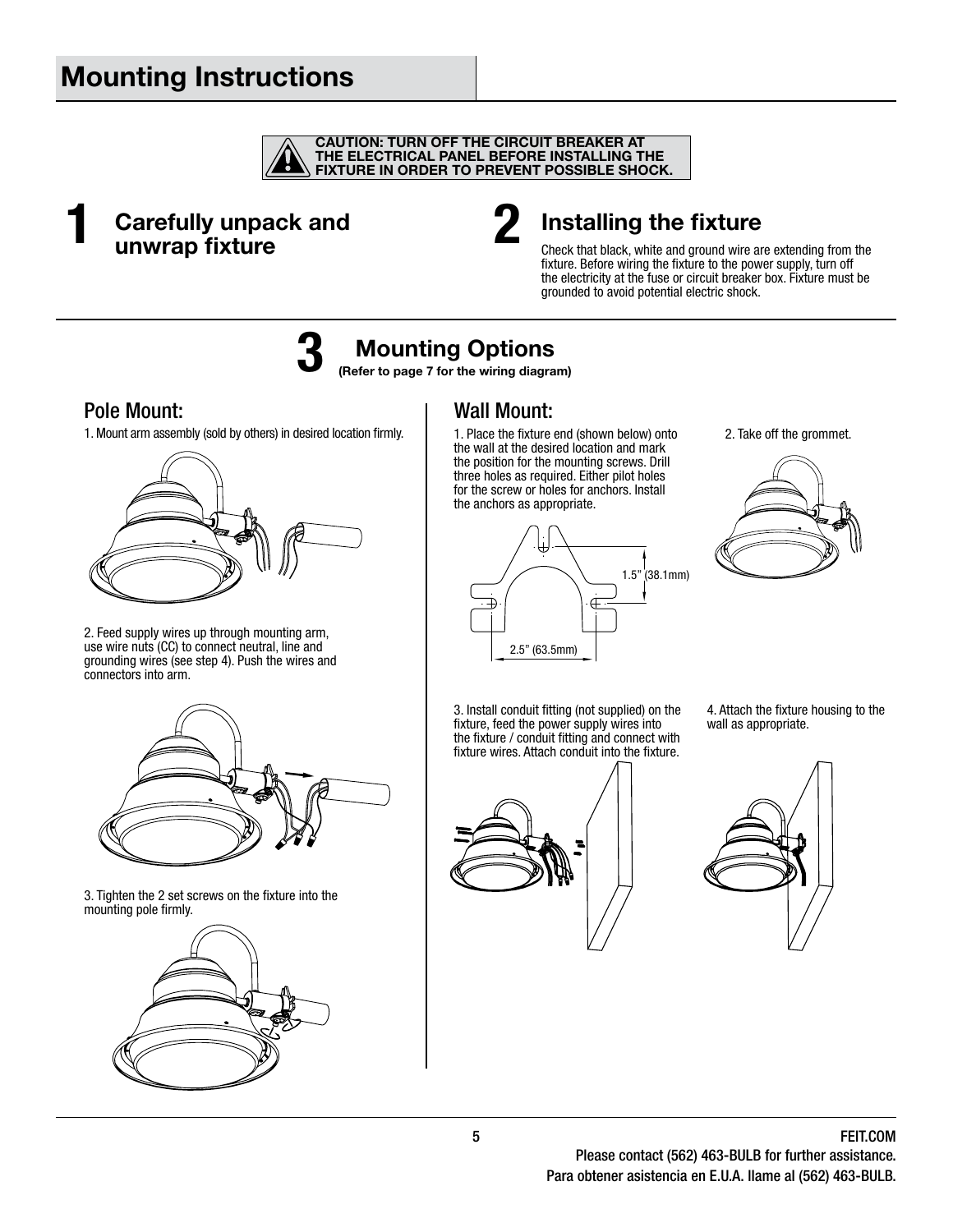# Mounting Instructions

**CAUTION: TURN OFF THE CIRCUIT BREAKER AT THE ELECTRICAL PANEL BEFORE INSTALLING THE FIXTURE IN ORDER TO PREVENT POSSIBLE SHOCK.**

## 1 Carefully unpack and unwrap fixture

## 2 Installing the fixture

Check that black, white and ground wire are extending from the fixture. Before wiring the fixture to the power supply, turn off the electricity at the fuse or circuit breaker box. Fixture must be grounded to avoid potential electric shock.

## 3 Mounting Options

**(Refer to page 7 for the wiring diagram)**

### Pole Mount:

1. Mount arm assembly (sold by others) in desired location firmly.

2. Feed supply wires up through mounting arm, use wire nuts (CC) to connect neutral, line and grounding wires (see step 4). Push the wires and connectors into arm.

3. Tighten the 2 set screws on the fixture into the mounting pole firmly.

### Wall Mount:

1. Place the fixture end (shown below) onto the wall at the desired location and mark the position for the mounting screws. Drill three holes as required. Either pilot holes for the screw or holes for anchors. Install the anchors as appropriate.

1.5" (38.1mm)

2.5" (63.5mm)

2. Take off the grommet.

3. Install conduit fitting (not supplied) on the fixture, feed the power supply wires into the fixture / conduit fitting and connect with fixture wires. Attach conduit into the fixture.

4. Attach the fixture housing to the wall as appropriate.

FEIT.COM

Please contact (562) 463-BULB for further assistance.

Para obtener asistencia en E.U.A. llame al (562) 463-BULB.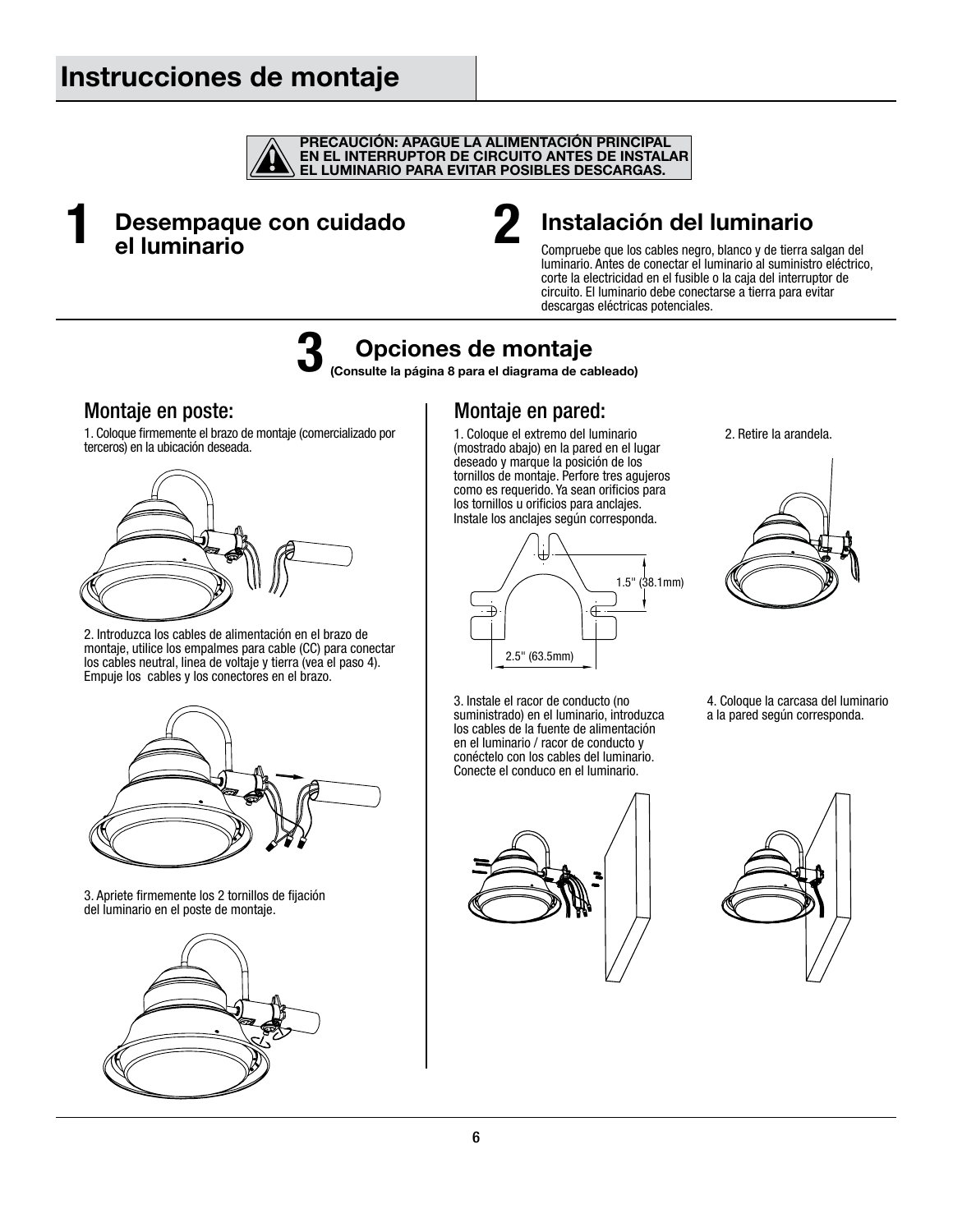# Instrucciones de montaje

**PRECAUCIÓN: APAGUE LA ALIMENTACIÓN PRINCIPAL EN EL INTERRUPTOR DE CIRCUITO ANTES DE INSTALAR EL LUMINARIO PARA EVITAR POSIBLES DESCARGAS.**

## 1 Desempaque con cuidado el luminario

## 2 Instalación del luminario

Compruebe que los cables negro, blanco y de tierra salgan del luminario. Antes de conectar el luminario al suministro eléctrico, corte la electricidad en el fusible o la caja del interruptor de circuito. El luminario debe conectarse a tierra para evitar descargas eléctricas potenciales.

## 3 Opciones de montaje

**(Consulte la página 8 para el diagrama de cableado)**

### Montaje en poste:

1. Coloque firmemente el brazo de montaje (comercializado por terceros) en la ubicación deseada.

2. Introduzca los cables de alimentación en el brazo de montaje, utilice los empalmes para cable (CC) para conectar los cables neutral, linea de voltaje y tierra (vea el paso 4). Empuje los cables y los conectores en el brazo.

3. Apriete firmemente los 2 tornillos de fijación del luminario en el poste de montaje.

### Montaje en pared:

1. Coloque el extremo del luminario (mostrado abajo) en la pared en el lugar deseado y marque la posición de los tornillos de montaje. Perfore tres agujeros como es requerido. Ya sean orificios para los tornillos u orificios para anclajes. Instale los anclajes según corresponda.

1.5" (38.1mm)

2.5" (63.5mm)

2. Retire la arandela.

3. Instale el racor de conducto (no suministrado) en el luminario, introduzca los cables de la fuente de alimentación en el luminario / racor de conducto y conéctelo con los cables del luminario. Conecte el conduco en el luminario.

4. Coloque la carcasa del luminario a la pared según corresponda.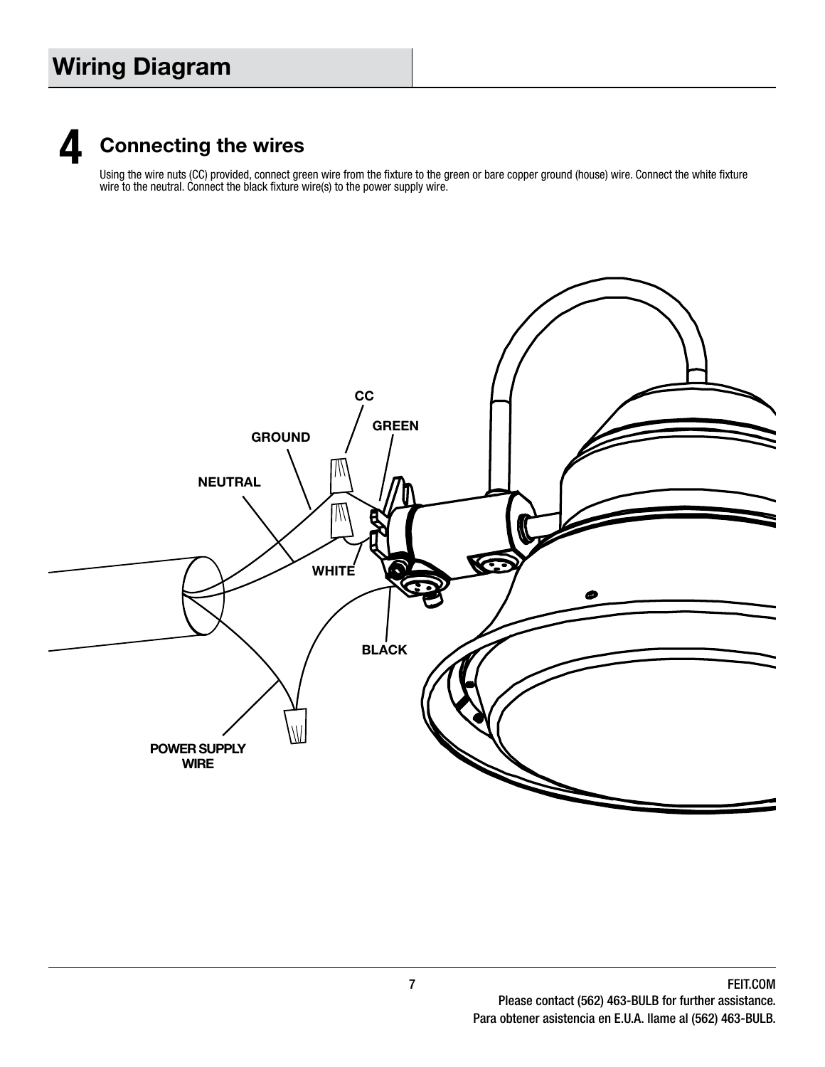# Wiring Diagram

## 4 Connecting the wires

Using the wire nuts (CC) provided, connect green wire from the fixture to the green or bare copper ground (house) wire. Connect the white fixture wire to the neutral. Connect the black fixture wire(s) to the power supply wire.

CC

GREEN

GROUND

NEUTRAL

WHITE

BLACK

POWER SUPPLY WIRE

FEIT.COM
Please contact (562) 463-BULB for further assistance.
Para obtener asistencia en E.U.A. llame al (562) 463-BULB.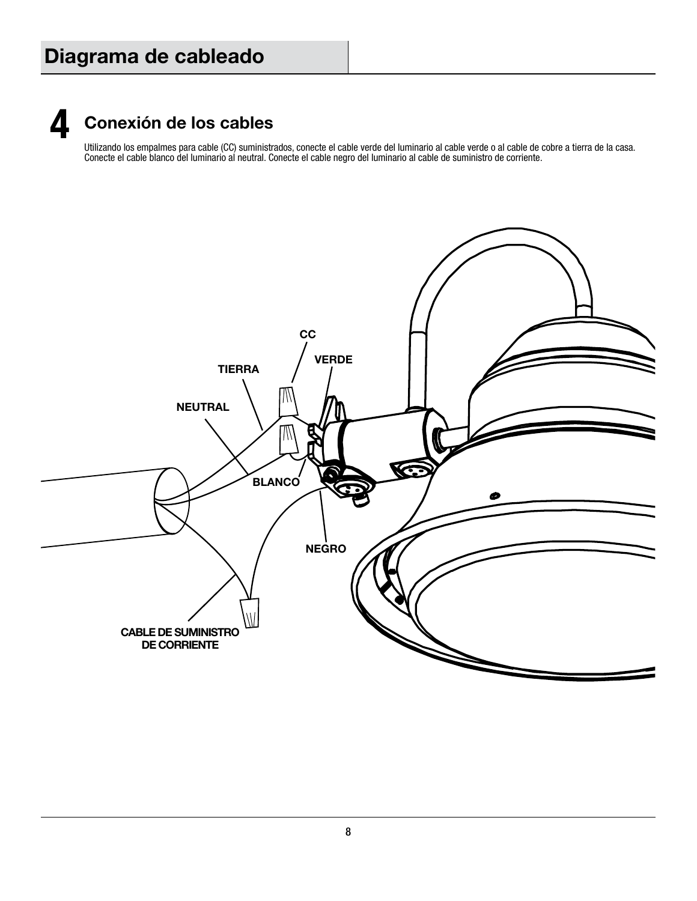# Diagrama de cableado

## 4 Conexión de los cables

Utilizando los empalmes para cable (CC) suministrados, conecte el cable verde del luminario al cable verde o al cable de cobre a tierra de la casa. Conecte el cable blanco del luminario al neutral. Conecte el cable negro del luminario al cable de suministro de corriente.

CC
VERDE
TIERRA
NEUTRAL
BLANCO
NEGRO
CABLE DE SUMINISTRO DE CORRIENTE